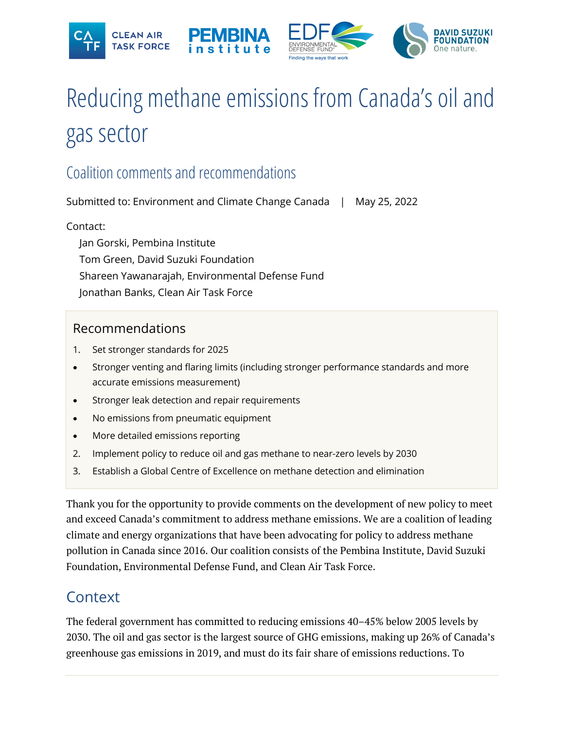# Reducing methane emissions from Canada's oil and gas sector

## Coalition comments and recommendations

Submitted to: Environment and Climate Change Canada | May 25, 2022

Contact:
Jan Gorski, Pembina Institute
Tom Green, David Suzuki Foundation
Shareen Yawanarajah, Environmental Defense Fund
Jonathan Banks, Clean Air Task Force

### Recommendations

1. Set stronger standards for 2025
- Stronger venting and flaring limits (including stronger performance standards and more accurate emissions measurement)
- Stronger leak detection and repair requirements
- No emissions from pneumatic equipment
- More detailed emissions reporting
2. Implement policy to reduce oil and gas methane to near-zero levels by 2030
3. Establish a Global Centre of Excellence on methane detection and elimination

Thank you for the opportunity to provide comments on the development of new policy to meet and exceed Canada's commitment to address methane emissions. We are a coalition of leading climate and energy organizations that have been advocating for policy to address methane pollution in Canada since 2016. Our coalition consists of the Pembina Institute, David Suzuki Foundation, Environmental Defense Fund, and Clean Air Task Force.

## Context

The federal government has committed to reducing emissions 40–45% below 2005 levels by 2030. The oil and gas sector is the largest source of GHG emissions, making up 26% of Canada's greenhouse gas emissions in 2019, and must do its fair share of emissions reductions. To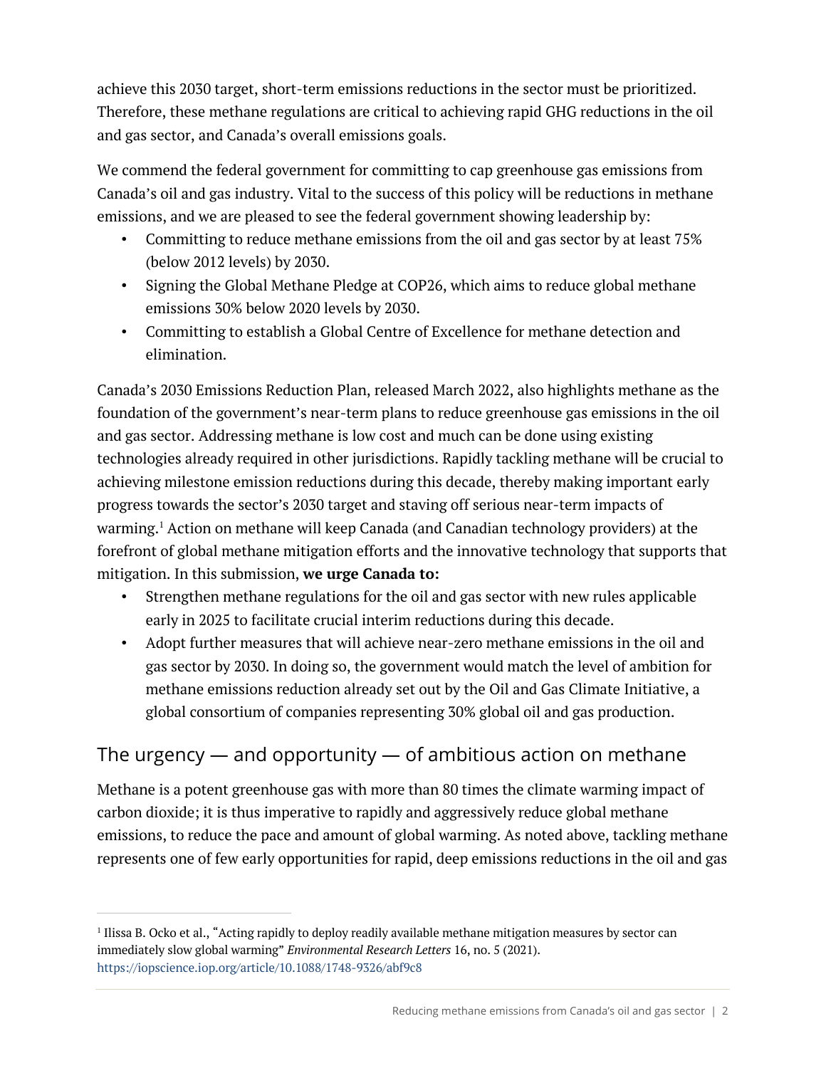achieve this 2030 target, short-term emissions reductions in the sector must be prioritized. Therefore, these methane regulations are critical to achieving rapid GHG reductions in the oil and gas sector, and Canada's overall emissions goals.

We commend the federal government for committing to cap greenhouse gas emissions from Canada's oil and gas industry. Vital to the success of this policy will be reductions in methane emissions, and we are pleased to see the federal government showing leadership by:

- Committing to reduce methane emissions from the oil and gas sector by at least 75% (below 2012 levels) by 2030.
- Signing the Global Methane Pledge at COP26, which aims to reduce global methane emissions 30% below 2020 levels by 2030.
- Committing to establish a Global Centre of Excellence for methane detection and elimination.

Canada's 2030 Emissions Reduction Plan, released March 2022, also highlights methane as the foundation of the government's near-term plans to reduce greenhouse gas emissions in the oil and gas sector. Addressing methane is low cost and much can be done using existing technologies already required in other jurisdictions. Rapidly tackling methane will be crucial to achieving milestone emission reductions during this decade, thereby making important early progress towards the sector's 2030 target and staving off serious near-term impacts of warming.[1] Action on methane will keep Canada (and Canadian technology providers) at the forefront of global methane mitigation efforts and the innovative technology that supports that mitigation. In this submission, **we urge Canada to:**

- Strengthen methane regulations for the oil and gas sector with new rules applicable early in 2025 to facilitate crucial interim reductions during this decade.
- Adopt further measures that will achieve near-zero methane emissions in the oil and gas sector by 2030. In doing so, the government would match the level of ambition for methane emissions reduction already set out by the Oil and Gas Climate Initiative, a global consortium of companies representing 30% global oil and gas production.

## The urgency — and opportunity — of ambitious action on methane

Methane is a potent greenhouse gas with more than 80 times the climate warming impact of carbon dioxide; it is thus imperative to rapidly and aggressively reduce global methane emissions, to reduce the pace and amount of global warming. As noted above, tackling methane represents one of few early opportunities for rapid, deep emissions reductions in the oil and gas

---

[1] Ilissa B. Ocko et al., "Acting rapidly to deploy readily available methane mitigation measures by sector can immediately slow global warming" *Environmental Research Letters* 16, no. 5 (2021). https://iopscience.iop.org/article/10.1088/1748-9326/abf9c8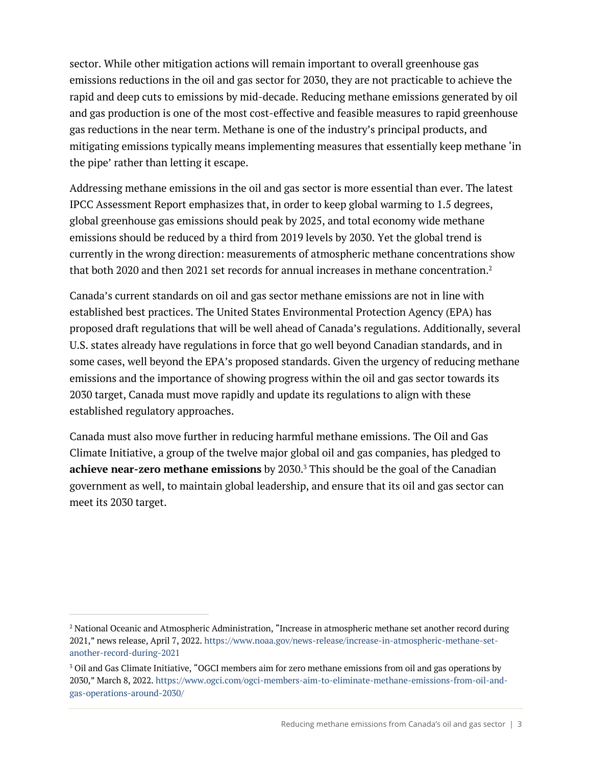sector. While other mitigation actions will remain important to overall greenhouse gas emissions reductions in the oil and gas sector for 2030, they are not practicable to achieve the rapid and deep cuts to emissions by mid-decade. Reducing methane emissions generated by oil and gas production is one of the most cost-effective and feasible measures to rapid greenhouse gas reductions in the near term. Methane is one of the industry's principal products, and mitigating emissions typically means implementing measures that essentially keep methane 'in the pipe' rather than letting it escape.

Addressing methane emissions in the oil and gas sector is more essential than ever. The latest IPCC Assessment Report emphasizes that, in order to keep global warming to 1.5 degrees, global greenhouse gas emissions should peak by 2025, and total economy wide methane emissions should be reduced by a third from 2019 levels by 2030. Yet the global trend is currently in the wrong direction: measurements of atmospheric methane concentrations show that both 2020 and then 2021 set records for annual increases in methane concentration.[2]

Canada's current standards on oil and gas sector methane emissions are not in line with established best practices. The United States Environmental Protection Agency (EPA) has proposed draft regulations that will be well ahead of Canada's regulations. Additionally, several U.S. states already have regulations in force that go well beyond Canadian standards, and in some cases, well beyond the EPA's proposed standards. Given the urgency of reducing methane emissions and the importance of showing progress within the oil and gas sector towards its 2030 target, Canada must move rapidly and update its regulations to align with these established regulatory approaches.

Canada must also move further in reducing harmful methane emissions. The Oil and Gas Climate Initiative, a group of the twelve major global oil and gas companies, has pledged to **achieve near-zero methane emissions** by 2030.[3] This should be the goal of the Canadian government as well, to maintain global leadership, and ensure that its oil and gas sector can meet its 2030 target.

---

[2] National Oceanic and Atmospheric Administration, "Increase in atmospheric methane set another record during 2021," news release, April 7, 2022. https://www.noaa.gov/news-release/increase-in-atmospheric-methane-set-another-record-during-2021

[3] Oil and Gas Climate Initiative, "OGCI members aim for zero methane emissions from oil and gas operations by 2030," March 8, 2022. https://www.ogci.com/ogci-members-aim-to-eliminate-methane-emissions-from-oil-and-gas-operations-around-2030/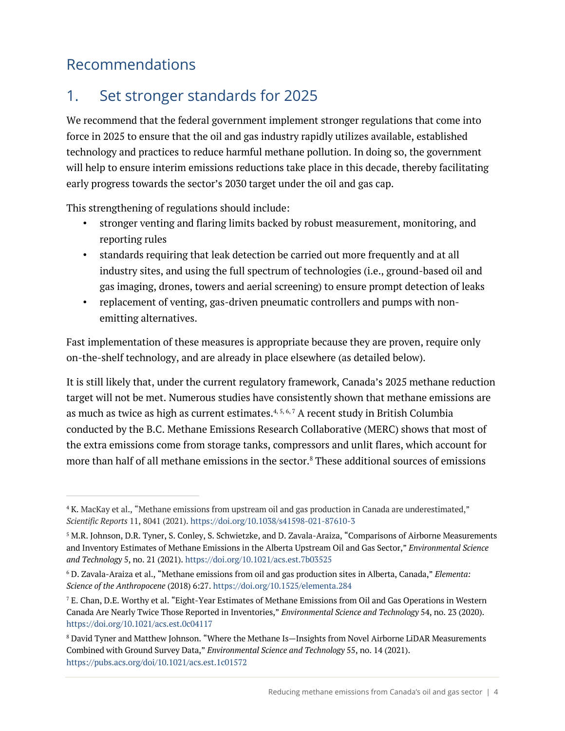# Recommendations

## 1. Set stronger standards for 2025

We recommend that the federal government implement stronger regulations that come into force in 2025 to ensure that the oil and gas industry rapidly utilizes available, established technology and practices to reduce harmful methane pollution. In doing so, the government will help to ensure interim emissions reductions take place in this decade, thereby facilitating early progress towards the sector's 2030 target under the oil and gas cap.

This strengthening of regulations should include:

- stronger venting and flaring limits backed by robust measurement, monitoring, and reporting rules
- standards requiring that leak detection be carried out more frequently and at all industry sites, and using the full spectrum of technologies (i.e., ground-based oil and gas imaging, drones, towers and aerial screening) to ensure prompt detection of leaks
- replacement of venting, gas-driven pneumatic controllers and pumps with non-emitting alternatives.

Fast implementation of these measures is appropriate because they are proven, require only on-the-shelf technology, and are already in place elsewhere (as detailed below).

It is still likely that, under the current regulatory framework, Canada's 2025 methane reduction target will not be met. Numerous studies have consistently shown that methane emissions are as much as twice as high as current estimates.[4, 5, 6, 7] A recent study in British Columbia conducted by the B.C. Methane Emissions Research Collaborative (MERC) shows that most of the extra emissions come from storage tanks, compressors and unlit flares, which account for more than half of all methane emissions in the sector.[8] These additional sources of emissions

---

[4] K. MacKay et al., "Methane emissions from upstream oil and gas production in Canada are underestimated," *Scientific Reports* 11, 8041 (2021). https://doi.org/10.1038/s41598-021-87610-3

[5] M.R. Johnson, D.R. Tyner, S. Conley, S. Schwietzke, and D. Zavala-Araiza, "Comparisons of Airborne Measurements and Inventory Estimates of Methane Emissions in the Alberta Upstream Oil and Gas Sector," *Environmental Science and Technology* 5, no. 21 (2021). https://doi.org/10.1021/acs.est.7b03525

[6] D. Zavala-Araiza et al., "Methane emissions from oil and gas production sites in Alberta, Canada," *Elementa: Science of the Anthropocene* (2018) 6:27. https://doi.org/10.1525/elementa.284

[7] E. Chan, D.E. Worthy et al. "Eight-Year Estimates of Methane Emissions from Oil and Gas Operations in Western Canada Are Nearly Twice Those Reported in Inventories," *Environmental Science and Technology* 54, no. 23 (2020). https://doi.org/10.1021/acs.est.0c04117

[8] David Tyner and Matthew Johnson. "Where the Methane Is—Insights from Novel Airborne LiDAR Measurements Combined with Ground Survey Data," *Environmental Science and Technology* 55, no. 14 (2021). https://pubs.acs.org/doi/10.1021/acs.est.1c01572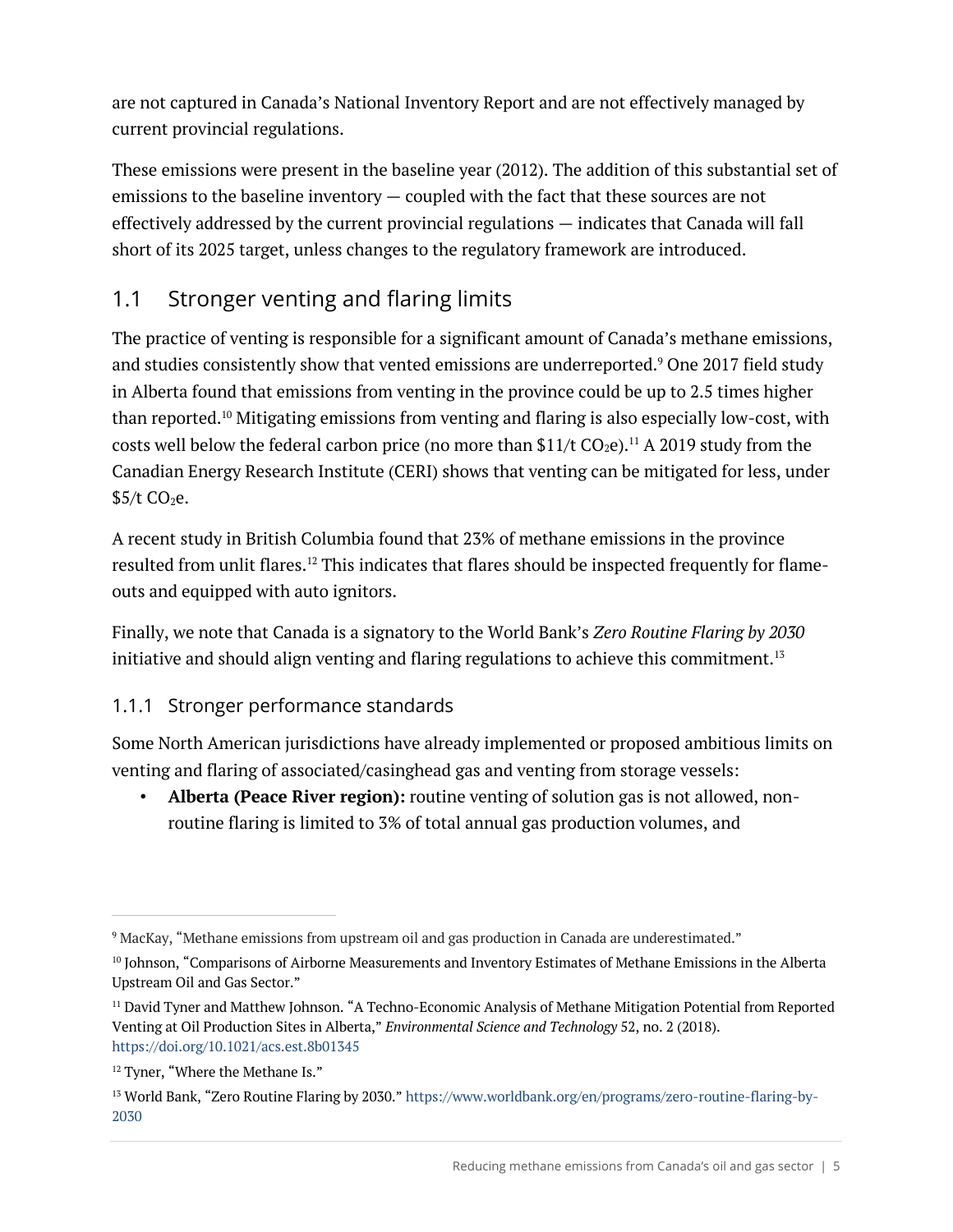are not captured in Canada's National Inventory Report and are not effectively managed by current provincial regulations.

These emissions were present in the baseline year (2012). The addition of this substantial set of emissions to the baseline inventory — coupled with the fact that these sources are not effectively addressed by the current provincial regulations — indicates that Canada will fall short of its 2025 target, unless changes to the regulatory framework are introduced.

## 1.1 Stronger venting and flaring limits

The practice of venting is responsible for a significant amount of Canada's methane emissions, and studies consistently show that vented emissions are underreported.[9] One 2017 field study in Alberta found that emissions from venting in the province could be up to 2.5 times higher than reported.[10] Mitigating emissions from venting and flaring is also especially low-cost, with costs well below the federal carbon price (no more than \$11/t $CO_2e$).[11] A 2019 study from the Canadian Energy Research Institute (CERI) shows that venting can be mitigated for less, under \$5/t $CO_2e$.

A recent study in British Columbia found that 23% of methane emissions in the province resulted from unlit flares.[12] This indicates that flares should be inspected frequently for flame-outs and equipped with auto ignitors.

Finally, we note that Canada is a signatory to the World Bank's *Zero Routine Flaring by 2030* initiative and should align venting and flaring regulations to achieve this commitment.[13]

### 1.1.1 Stronger performance standards

Some North American jurisdictions have already implemented or proposed ambitious limits on venting and flaring of associated/casinghead gas and venting from storage vessels:

- **Alberta (Peace River region):** routine venting of solution gas is not allowed, non-routine flaring is limited to 3% of total annual gas production volumes, and

---

[9] MacKay, "Methane emissions from upstream oil and gas production in Canada are underestimated."

[10] Johnson, "Comparisons of Airborne Measurements and Inventory Estimates of Methane Emissions in the Alberta Upstream Oil and Gas Sector."

[11] David Tyner and Matthew Johnson. "A Techno-Economic Analysis of Methane Mitigation Potential from Reported Venting at Oil Production Sites in Alberta," *Environmental Science and Technology* 52, no. 2 (2018). https://doi.org/10.1021/acs.est.8b01345

[12] Tyner, "Where the Methane Is."

[13] World Bank, "Zero Routine Flaring by 2030." https://www.worldbank.org/en/programs/zero-routine-flaring-by-2030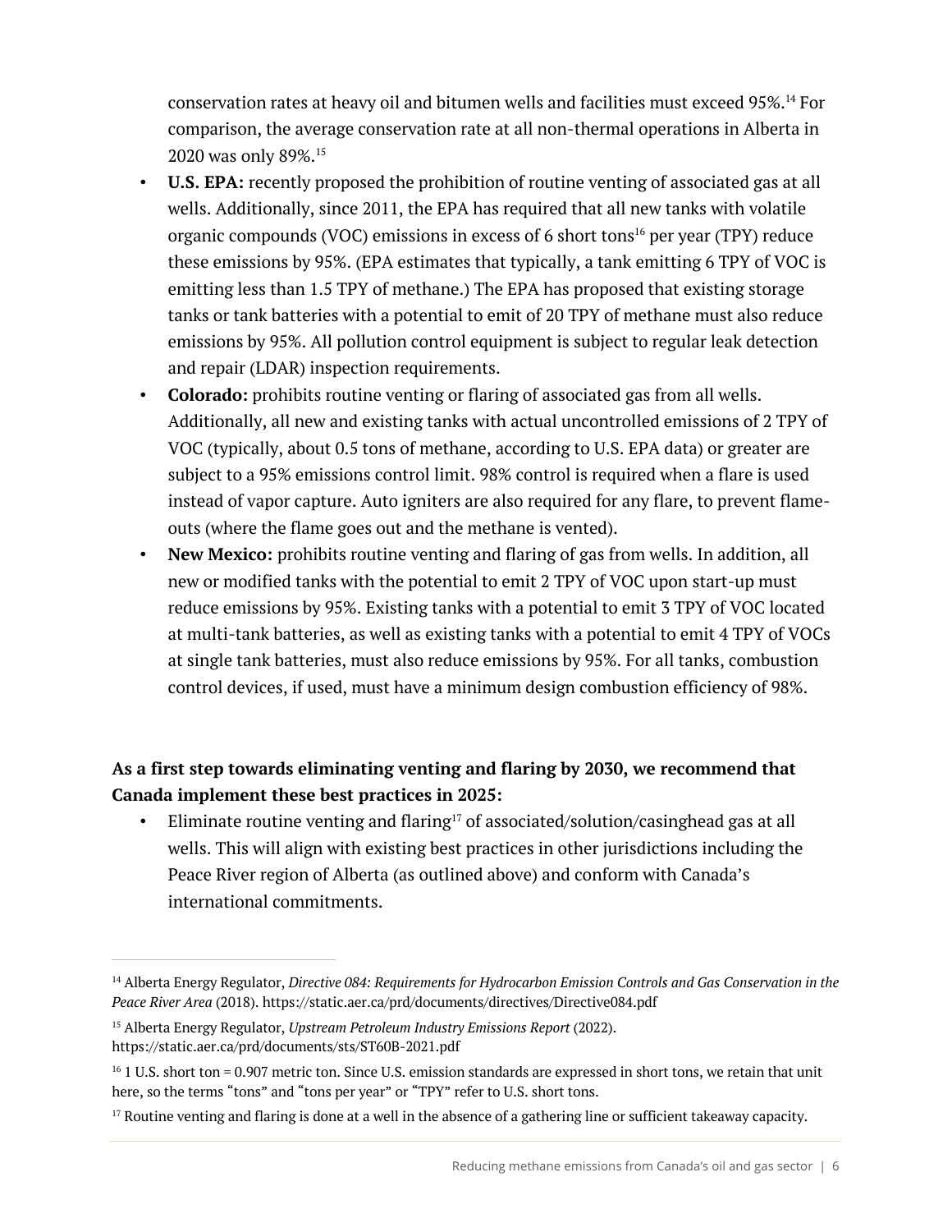conservation rates at heavy oil and bitumen wells and facilities must exceed 95%.[14] For comparison, the average conservation rate at all non-thermal operations in Alberta in 2020 was only 89%.[15]

- **U.S. EPA:** recently proposed the prohibition of routine venting of associated gas at all wells. Additionally, since 2011, the EPA has required that all new tanks with volatile organic compounds (VOC) emissions in excess of 6 short tons[16] per year (TPY) reduce these emissions by 95%. (EPA estimates that typically, a tank emitting 6 TPY of VOC is emitting less than 1.5 TPY of methane.) The EPA has proposed that existing storage tanks or tank batteries with a potential to emit of 20 TPY of methane must also reduce emissions by 95%. All pollution control equipment is subject to regular leak detection and repair (LDAR) inspection requirements.
- **Colorado:** prohibits routine venting or flaring of associated gas from all wells. Additionally, all new and existing tanks with actual uncontrolled emissions of 2 TPY of VOC (typically, about 0.5 tons of methane, according to U.S. EPA data) or greater are subject to a 95% emissions control limit. 98% control is required when a flare is used instead of vapor capture. Auto igniters are also required for any flare, to prevent flame-outs (where the flame goes out and the methane is vented).
- **New Mexico:** prohibits routine venting and flaring of gas from wells. In addition, all new or modified tanks with the potential to emit 2 TPY of VOC upon start-up must reduce emissions by 95%. Existing tanks with a potential to emit 3 TPY of VOC located at multi-tank batteries, as well as existing tanks with a potential to emit 4 TPY of VOCs at single tank batteries, must also reduce emissions by 95%. For all tanks, combustion control devices, if used, must have a minimum design combustion efficiency of 98%.

**As a first step towards eliminating venting and flaring by 2030, we recommend that Canada implement these best practices in 2025:**

- Eliminate routine venting and flaring[17] of associated/solution/casinghead gas at all wells. This will align with existing best practices in other jurisdictions including the Peace River region of Alberta (as outlined above) and conform with Canada's international commitments.

---

[14] Alberta Energy Regulator, *Directive 084: Requirements for Hydrocarbon Emission Controls and Gas Conservation in the Peace River Area* (2018). https://static.aer.ca/prd/documents/directives/Directive084.pdf

[15] Alberta Energy Regulator, *Upstream Petroleum Industry Emissions Report* (2022). https://static.aer.ca/prd/documents/sts/ST60B-2021.pdf

[16] 1 U.S. short ton = 0.907 metric ton. Since U.S. emission standards are expressed in short tons, we retain that unit here, so the terms "tons" and "tons per year" or "TPY" refer to U.S. short tons.

[17] Routine venting and flaring is done at a well in the absence of a gathering line or sufficient takeaway capacity.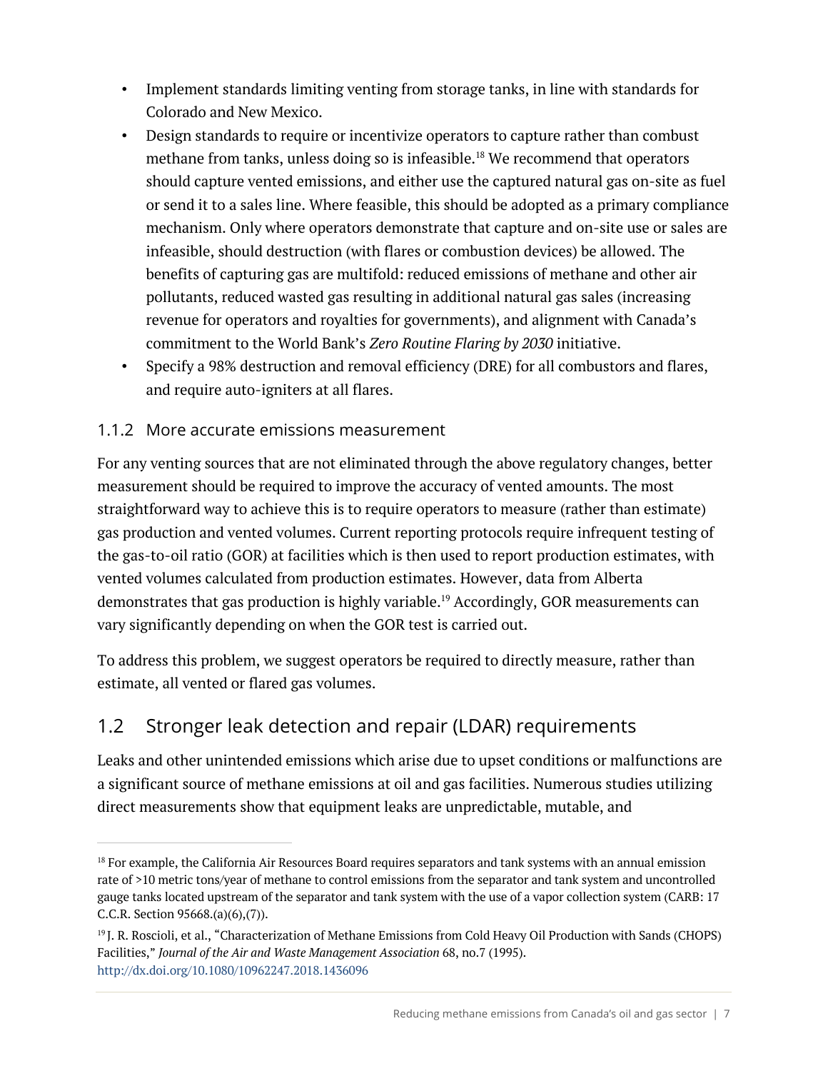- Implement standards limiting venting from storage tanks, in line with standards for Colorado and New Mexico.
- Design standards to require or incentivize operators to capture rather than combust methane from tanks, unless doing so is infeasible.[18] We recommend that operators should capture vented emissions, and either use the captured natural gas on-site as fuel or send it to a sales line. Where feasible, this should be adopted as a primary compliance mechanism. Only where operators demonstrate that capture and on-site use or sales are infeasible, should destruction (with flares or combustion devices) be allowed. The benefits of capturing gas are multifold: reduced emissions of methane and other air pollutants, reduced wasted gas resulting in additional natural gas sales (increasing revenue for operators and royalties for governments), and alignment with Canada's commitment to the World Bank's *Zero Routine Flaring by 2030* initiative.
- Specify a 98% destruction and removal efficiency (DRE) for all combustors and flares, and require auto-igniters at all flares.

### 1.1.2 More accurate emissions measurement

For any venting sources that are not eliminated through the above regulatory changes, better measurement should be required to improve the accuracy of vented amounts. The most straightforward way to achieve this is to require operators to measure (rather than estimate) gas production and vented volumes. Current reporting protocols require infrequent testing of the gas-to-oil ratio (GOR) at facilities which is then used to report production estimates, with vented volumes calculated from production estimates. However, data from Alberta demonstrates that gas production is highly variable.[19] Accordingly, GOR measurements can vary significantly depending on when the GOR test is carried out.

To address this problem, we suggest operators be required to directly measure, rather than estimate, all vented or flared gas volumes.

## 1.2 Stronger leak detection and repair (LDAR) requirements

Leaks and other unintended emissions which arise due to upset conditions or malfunctions are a significant source of methane emissions at oil and gas facilities. Numerous studies utilizing direct measurements show that equipment leaks are unpredictable, mutable, and

---

[18] For example, the California Air Resources Board requires separators and tank systems with an annual emission rate of >10 metric tons/year of methane to control emissions from the separator and tank system and uncontrolled gauge tanks located upstream of the separator and tank system with the use of a vapor collection system (CARB: 17 C.C.R. Section 95668.(a)(6),(7)).

[19] J. R. Roscioli, et al., "Characterization of Methane Emissions from Cold Heavy Oil Production with Sands (CHOPS) Facilities," *Journal of the Air and Waste Management Association* 68, no.7 (1995). http://dx.doi.org/10.1080/10962247.2018.1436096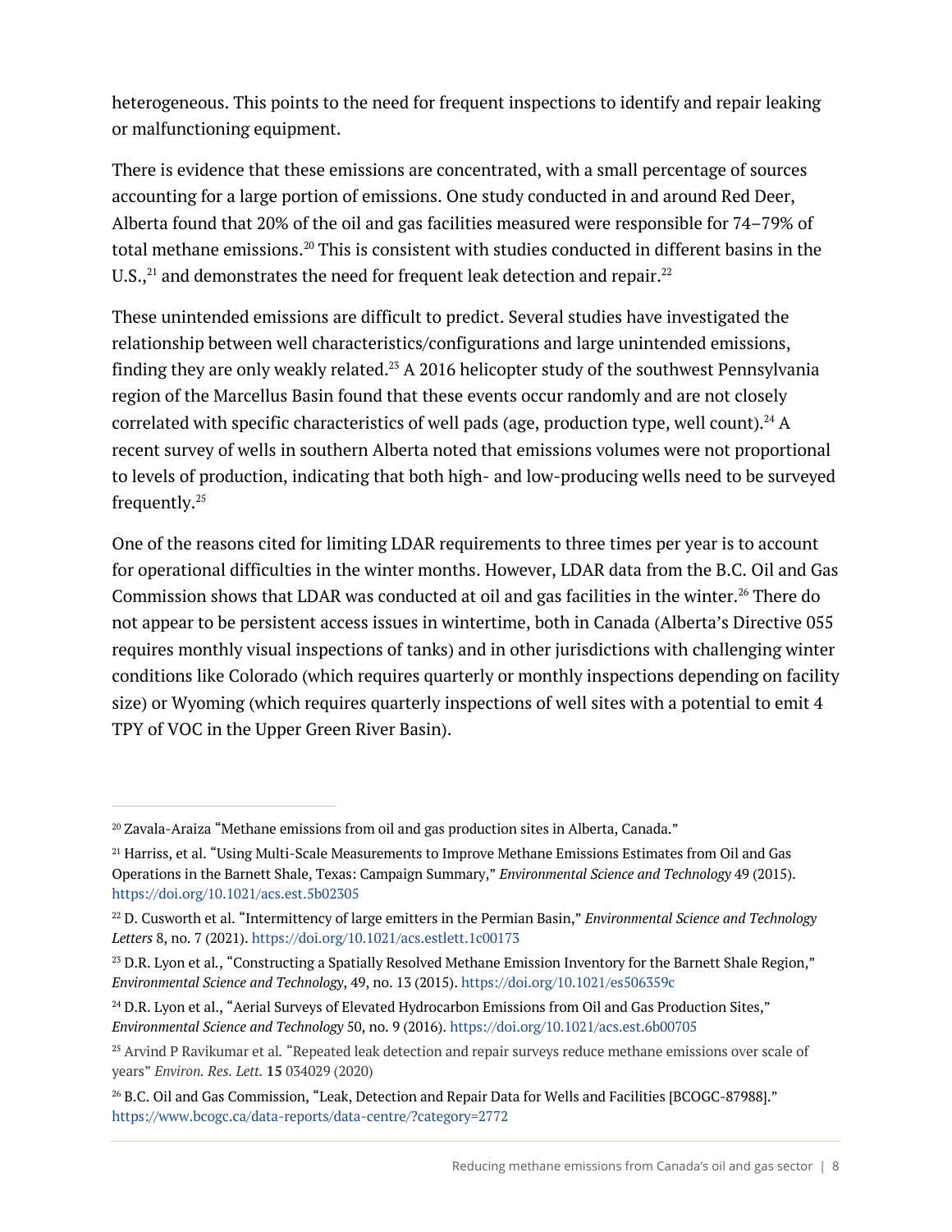heterogeneous. This points to the need for frequent inspections to identify and repair leaking or malfunctioning equipment.

There is evidence that these emissions are concentrated, with a small percentage of sources accounting for a large portion of emissions. One study conducted in and around Red Deer, Alberta found that 20% of the oil and gas facilities measured were responsible for 74–79% of total methane emissions.[20] This is consistent with studies conducted in different basins in the U.S.,[21] and demonstrates the need for frequent leak detection and repair.[22]

These unintended emissions are difficult to predict. Several studies have investigated the relationship between well characteristics/configurations and large unintended emissions, finding they are only weakly related.[23] A 2016 helicopter study of the southwest Pennsylvania region of the Marcellus Basin found that these events occur randomly and are not closely correlated with specific characteristics of well pads (age, production type, well count).[24] A recent survey of wells in southern Alberta noted that emissions volumes were not proportional to levels of production, indicating that both high- and low-producing wells need to be surveyed frequently.[25]

One of the reasons cited for limiting LDAR requirements to three times per year is to account for operational difficulties in the winter months. However, LDAR data from the B.C. Oil and Gas Commission shows that LDAR was conducted at oil and gas facilities in the winter.[26] There do not appear to be persistent access issues in wintertime, both in Canada (Alberta's Directive 055 requires monthly visual inspections of tanks) and in other jurisdictions with challenging winter conditions like Colorado (which requires quarterly or monthly inspections depending on facility size) or Wyoming (which requires quarterly inspections of well sites with a potential to emit 4 TPY of VOC in the Upper Green River Basin).

---

[20] Zavala-Araiza "Methane emissions from oil and gas production sites in Alberta, Canada."

[21] Harriss, et al. "Using Multi-Scale Measurements to Improve Methane Emissions Estimates from Oil and Gas Operations in the Barnett Shale, Texas: Campaign Summary," *Environmental Science and Technology* 49 (2015). https://doi.org/10.1021/acs.est.5b02305

[22] D. Cusworth et al. "Intermittency of large emitters in the Permian Basin," *Environmental Science and Technology Letters* 8, no. 7 (2021). https://doi.org/10.1021/acs.estlett.1c00173

[23] D.R. Lyon et al., "Constructing a Spatially Resolved Methane Emission Inventory for the Barnett Shale Region," *Environmental Science and Technology*, 49, no. 13 (2015). https://doi.org/10.1021/es506359c

[24] D.R. Lyon et al., "Aerial Surveys of Elevated Hydrocarbon Emissions from Oil and Gas Production Sites," *Environmental Science and Technology* 50, no. 9 (2016). https://doi.org/10.1021/acs.est.6b00705

[25] Arvind P Ravikumar et al. "Repeated leak detection and repair surveys reduce methane emissions over scale of years" *Environ. Res. Lett.* **15** 034029 (2020)

[26] B.C. Oil and Gas Commission, "Leak, Detection and Repair Data for Wells and Facilities [BCOGC-87988]." https://www.bcogc.ca/data-reports/data-centre/?category=2772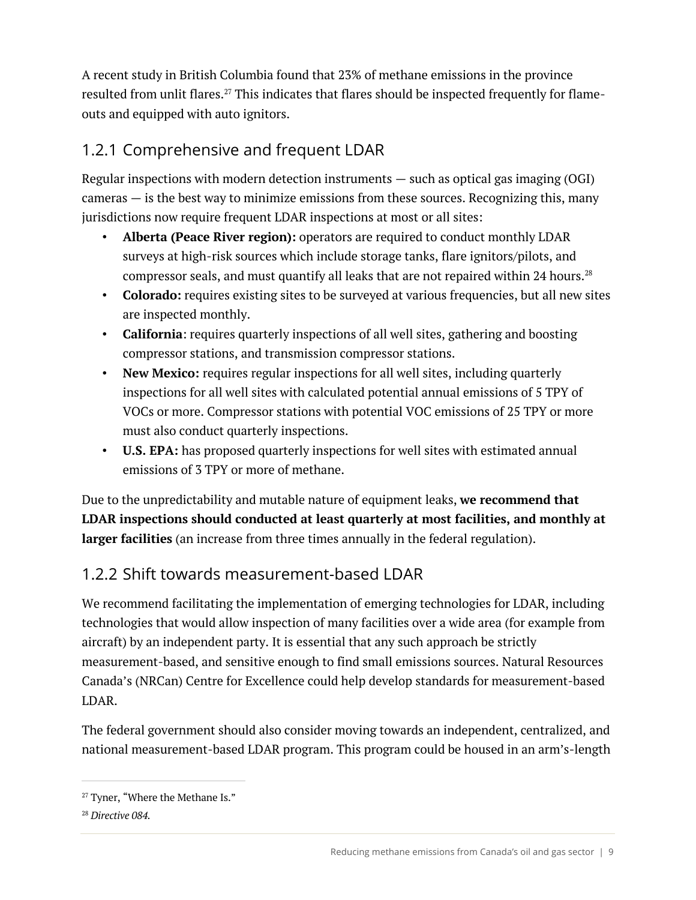A recent study in British Columbia found that 23% of methane emissions in the province resulted from unlit flares.[27] This indicates that flares should be inspected frequently for flame-outs and equipped with auto ignitors.

### 1.2.1 Comprehensive and frequent LDAR

Regular inspections with modern detection instruments — such as optical gas imaging (OGI) cameras — is the best way to minimize emissions from these sources. Recognizing this, many jurisdictions now require frequent LDAR inspections at most or all sites:

- **Alberta (Peace River region):** operators are required to conduct monthly LDAR surveys at high-risk sources which include storage tanks, flare ignitors/pilots, and compressor seals, and must quantify all leaks that are not repaired within 24 hours.[28]
- **Colorado:** requires existing sites to be surveyed at various frequencies, but all new sites are inspected monthly.
- **California**: requires quarterly inspections of all well sites, gathering and boosting compressor stations, and transmission compressor stations.
- **New Mexico:** requires regular inspections for all well sites, including quarterly inspections for all well sites with calculated potential annual emissions of 5 TPY of VOCs or more. Compressor stations with potential VOC emissions of 25 TPY or more must also conduct quarterly inspections.
- **U.S. EPA:** has proposed quarterly inspections for well sites with estimated annual emissions of 3 TPY or more of methane.

Due to the unpredictability and mutable nature of equipment leaks, **we recommend that LDAR inspections should conducted at least quarterly at most facilities, and monthly at larger facilities** (an increase from three times annually in the federal regulation).

### 1.2.2 Shift towards measurement-based LDAR

We recommend facilitating the implementation of emerging technologies for LDAR, including technologies that would allow inspection of many facilities over a wide area (for example from aircraft) by an independent party. It is essential that any such approach be strictly measurement-based, and sensitive enough to find small emissions sources. Natural Resources Canada's (NRCan) Centre for Excellence could help develop standards for measurement-based LDAR.

The federal government should also consider moving towards an independent, centralized, and national measurement-based LDAR program. This program could be housed in an arm's-length

---

[27] Tyner, "Where the Methane Is."

[28] *Directive 084.*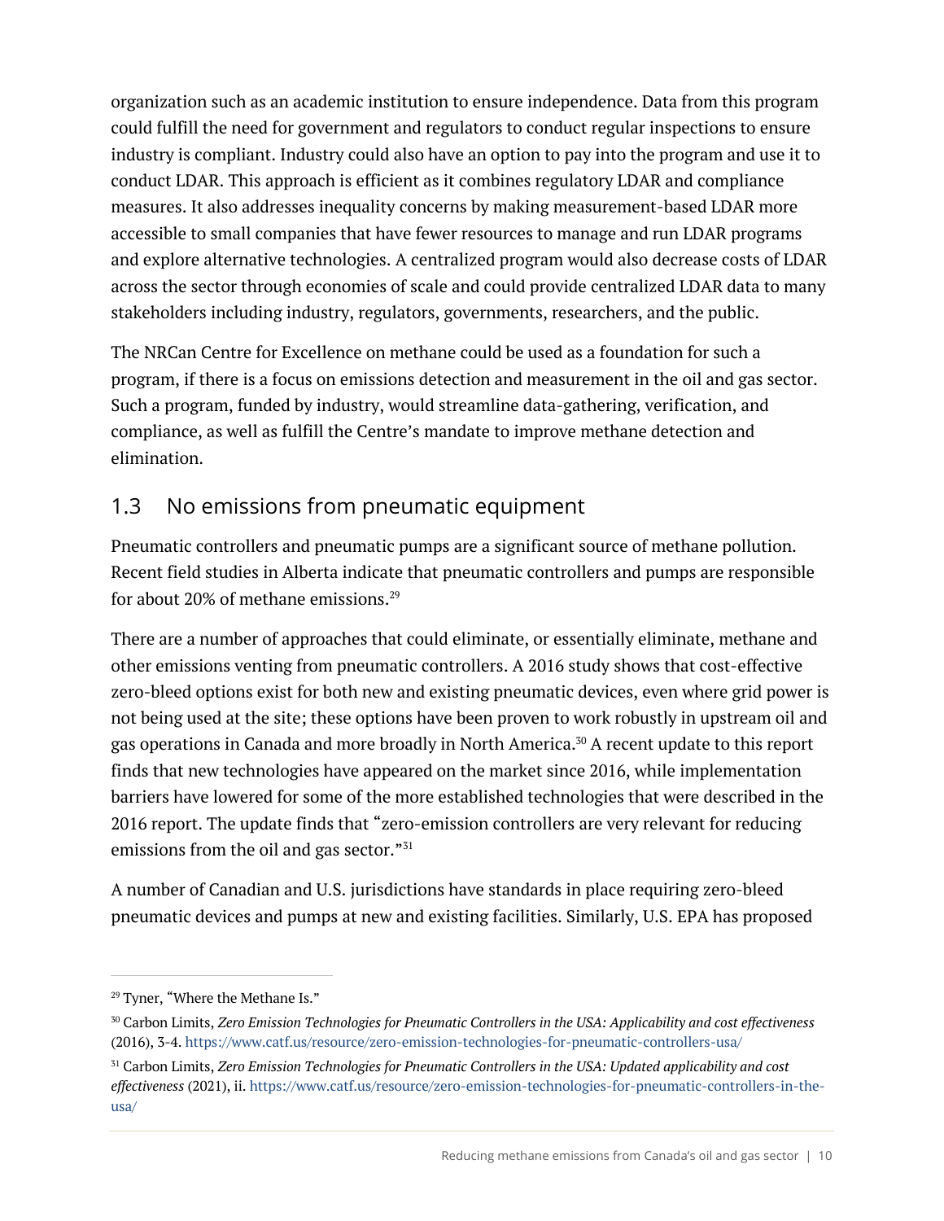organization such as an academic institution to ensure independence. Data from this program could fulfill the need for government and regulators to conduct regular inspections to ensure industry is compliant. Industry could also have an option to pay into the program and use it to conduct LDAR. This approach is efficient as it combines regulatory LDAR and compliance measures. It also addresses inequality concerns by making measurement-based LDAR more accessible to small companies that have fewer resources to manage and run LDAR programs and explore alternative technologies. A centralized program would also decrease costs of LDAR across the sector through economies of scale and could provide centralized LDAR data to many stakeholders including industry, regulators, governments, researchers, and the public.

The NRCan Centre for Excellence on methane could be used as a foundation for such a program, if there is a focus on emissions detection and measurement in the oil and gas sector. Such a program, funded by industry, would streamline data-gathering, verification, and compliance, as well as fulfill the Centre's mandate to improve methane detection and elimination.

## 1.3 No emissions from pneumatic equipment

Pneumatic controllers and pneumatic pumps are a significant source of methane pollution. Recent field studies in Alberta indicate that pneumatic controllers and pumps are responsible for about 20% of methane emissions.[29]

There are a number of approaches that could eliminate, or essentially eliminate, methane and other emissions venting from pneumatic controllers. A 2016 study shows that cost-effective zero-bleed options exist for both new and existing pneumatic devices, even where grid power is not being used at the site; these options have been proven to work robustly in upstream oil and gas operations in Canada and more broadly in North America.[30] A recent update to this report finds that new technologies have appeared on the market since 2016, while implementation barriers have lowered for some of the more established technologies that were described in the 2016 report. The update finds that "zero-emission controllers are very relevant for reducing emissions from the oil and gas sector."[31]

A number of Canadian and U.S. jurisdictions have standards in place requiring zero-bleed pneumatic devices and pumps at new and existing facilities. Similarly, U.S. EPA has proposed

---

[29] Tyner, "Where the Methane Is."

[30] Carbon Limits, *Zero Emission Technologies for Pneumatic Controllers in the USA: Applicability and cost effectiveness* (2016), 3-4. https://www.catf.us/resource/zero-emission-technologies-for-pneumatic-controllers-usa/

[31] Carbon Limits, *Zero Emission Technologies for Pneumatic Controllers in the USA: Updated applicability and cost effectiveness* (2021), ii. https://www.catf.us/resource/zero-emission-technologies-for-pneumatic-controllers-in-the-usa/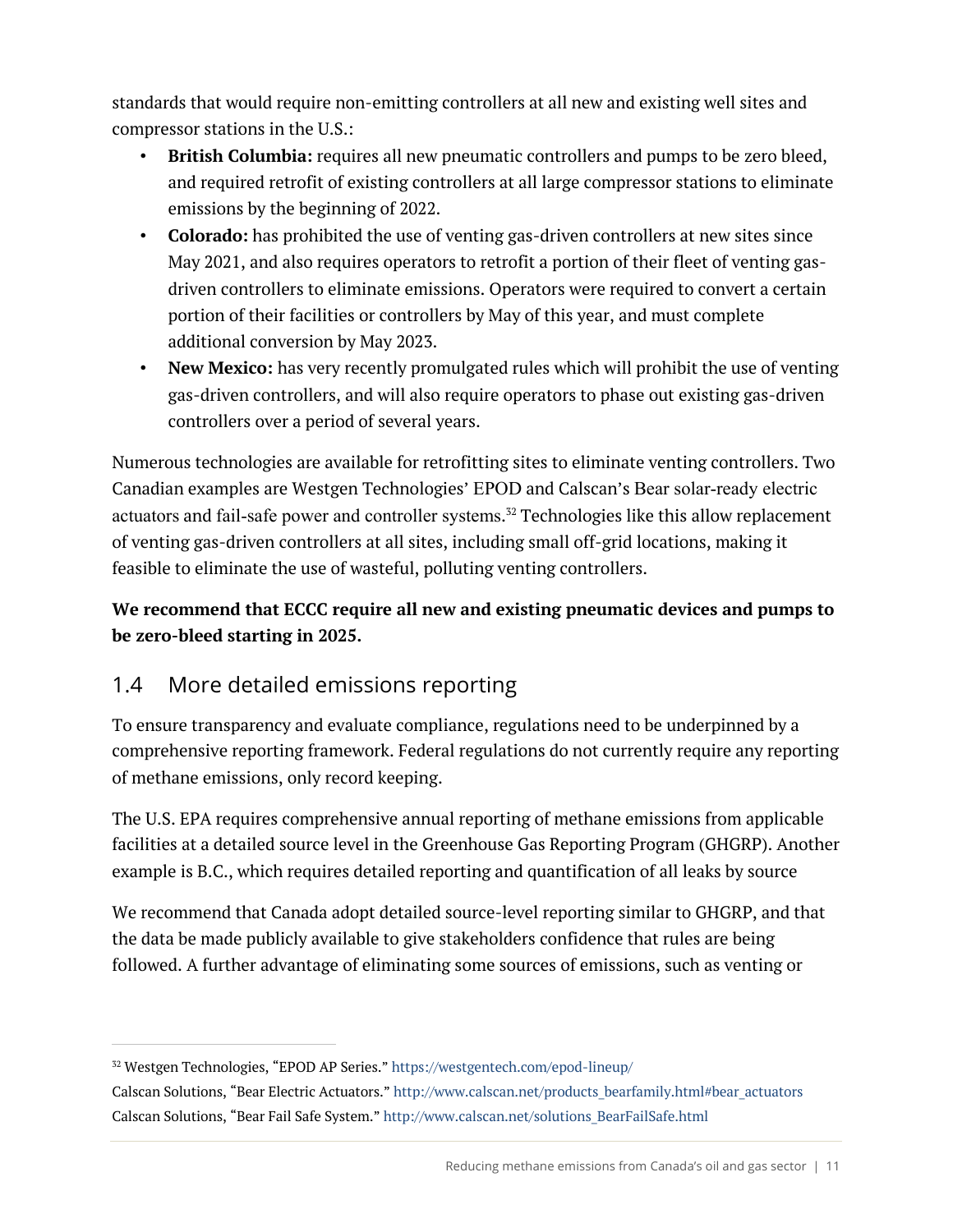standards that would require non-emitting controllers at all new and existing well sites and compressor stations in the U.S.:

- **British Columbia:** requires all new pneumatic controllers and pumps to be zero bleed, and required retrofit of existing controllers at all large compressor stations to eliminate emissions by the beginning of 2022.
- **Colorado:** has prohibited the use of venting gas-driven controllers at new sites since May 2021, and also requires operators to retrofit a portion of their fleet of venting gas-driven controllers to eliminate emissions. Operators were required to convert a certain portion of their facilities or controllers by May of this year, and must complete additional conversion by May 2023.
- **New Mexico:** has very recently promulgated rules which will prohibit the use of venting gas-driven controllers, and will also require operators to phase out existing gas-driven controllers over a period of several years.

Numerous technologies are available for retrofitting sites to eliminate venting controllers. Two Canadian examples are Westgen Technologies' EPOD and Calscan's Bear solar-ready electric actuators and fail-safe power and controller systems.[32] Technologies like this allow replacement of venting gas-driven controllers at all sites, including small off-grid locations, making it feasible to eliminate the use of wasteful, polluting venting controllers.

**We recommend that ECCC require all new and existing pneumatic devices and pumps to be zero-bleed starting in 2025.**

## 1.4 More detailed emissions reporting

To ensure transparency and evaluate compliance, regulations need to be underpinned by a comprehensive reporting framework. Federal regulations do not currently require any reporting of methane emissions, only record keeping.

The U.S. EPA requires comprehensive annual reporting of methane emissions from applicable facilities at a detailed source level in the Greenhouse Gas Reporting Program (GHGRP). Another example is B.C., which requires detailed reporting and quantification of all leaks by source

We recommend that Canada adopt detailed source-level reporting similar to GHGRP, and that the data be made publicly available to give stakeholders confidence that rules are being followed. A further advantage of eliminating some sources of emissions, such as venting or

---

[32] Westgen Technologies, "EPOD AP Series." https://westgentech.com/epod-lineup/
Calscan Solutions, "Bear Electric Actuators." http://www.calscan.net/products_bearfamily.html#bear_actuators
Calscan Solutions, "Bear Fail Safe System." http://www.calscan.net/solutions_BearFailSafe.html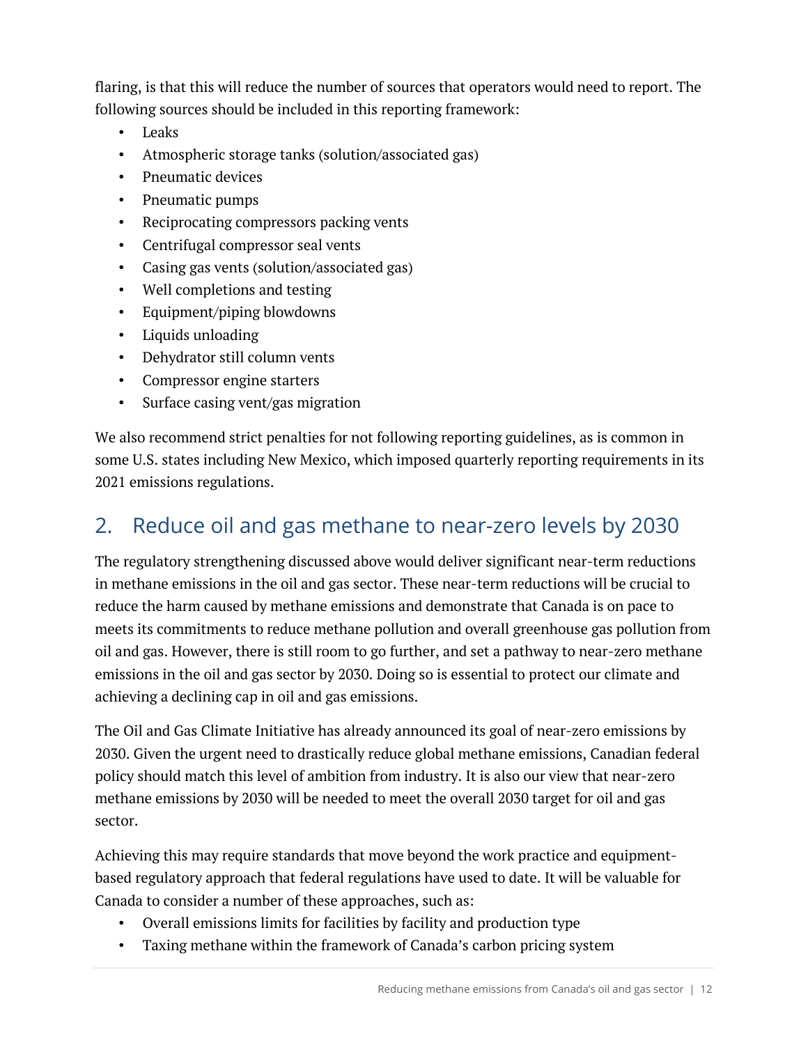flaring, is that this will reduce the number of sources that operators would need to report. The following sources should be included in this reporting framework:

- Leaks
- Atmospheric storage tanks (solution/associated gas)
- Pneumatic devices
- Pneumatic pumps
- Reciprocating compressors packing vents
- Centrifugal compressor seal vents
- Casing gas vents (solution/associated gas)
- Well completions and testing
- Equipment/piping blowdowns
- Liquids unloading
- Dehydrator still column vents
- Compressor engine starters
- Surface casing vent/gas migration

We also recommend strict penalties for not following reporting guidelines, as is common in some U.S. states including New Mexico, which imposed quarterly reporting requirements in its 2021 emissions regulations.

## 2. Reduce oil and gas methane to near-zero levels by 2030

The regulatory strengthening discussed above would deliver significant near-term reductions in methane emissions in the oil and gas sector. These near-term reductions will be crucial to reduce the harm caused by methane emissions and demonstrate that Canada is on pace to meets its commitments to reduce methane pollution and overall greenhouse gas pollution from oil and gas. However, there is still room to go further, and set a pathway to near-zero methane emissions in the oil and gas sector by 2030. Doing so is essential to protect our climate and achieving a declining cap in oil and gas emissions.

The Oil and Gas Climate Initiative has already announced its goal of near-zero emissions by 2030. Given the urgent need to drastically reduce global methane emissions, Canadian federal policy should match this level of ambition from industry. It is also our view that near-zero methane emissions by 2030 will be needed to meet the overall 2030 target for oil and gas sector.

Achieving this may require standards that move beyond the work practice and equipment-based regulatory approach that federal regulations have used to date. It will be valuable for Canada to consider a number of these approaches, such as:

- Overall emissions limits for facilities by facility and production type
- Taxing methane within the framework of Canada's carbon pricing system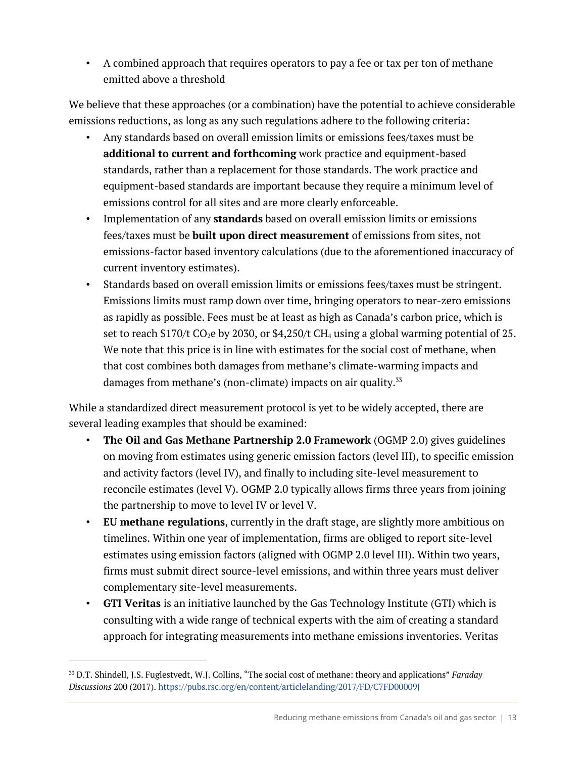- A combined approach that requires operators to pay a fee or tax per ton of methane emitted above a threshold

We believe that these approaches (or a combination) have the potential to achieve considerable emissions reductions, as long as any such regulations adhere to the following criteria:

- Any standards based on overall emission limits or emissions fees/taxes must be **additional to current and forthcoming** work practice and equipment-based standards, rather than a replacement for those standards. The work practice and equipment-based standards are important because they require a minimum level of emissions control for all sites and are more clearly enforceable.
- Implementation of any **standards** based on overall emission limits or emissions fees/taxes must be **built upon direct measurement** of emissions from sites, not emissions-factor based inventory calculations (due to the aforementioned inaccuracy of current inventory estimates).
- Standards based on overall emission limits or emissions fees/taxes must be stringent. Emissions limits must ramp down over time, bringing operators to near-zero emissions as rapidly as possible. Fees must be at least as high as Canada's carbon price, which is set to reach \$170/t $CO_2e$ by 2030, or \$4,250/t $CH_4$ using a global warming potential of 25. We note that this price is in line with estimates for the social cost of methane, when that cost combines both damages from methane's climate-warming impacts and damages from methane's (non-climate) impacts on air quality.[33]

While a standardized direct measurement protocol is yet to be widely accepted, there are several leading examples that should be examined:

- **The Oil and Gas Methane Partnership 2.0 Framework** (OGMP 2.0) gives guidelines on moving from estimates using generic emission factors (level III), to specific emission and activity factors (level IV), and finally to including site-level measurement to reconcile estimates (level V). OGMP 2.0 typically allows firms three years from joining the partnership to move to level IV or level V.
- **EU methane regulations**, currently in the draft stage, are slightly more ambitious on timelines. Within one year of implementation, firms are obliged to report site-level estimates using emission factors (aligned with OGMP 2.0 level III). Within two years, firms must submit direct source-level emissions, and within three years must deliver complementary site-level measurements.
- **GTI Veritas** is an initiative launched by the Gas Technology Institute (GTI) which is consulting with a wide range of technical experts with the aim of creating a standard approach for integrating measurements into methane emissions inventories. Veritas

[33] D.T. Shindell, J.S. Fuglestvedt, W.J. Collins, "The social cost of methane: theory and applications" *Faraday Discussions* 200 (2017). https://pubs.rsc.org/en/content/articlelanding/2017/FD/C7FD00009J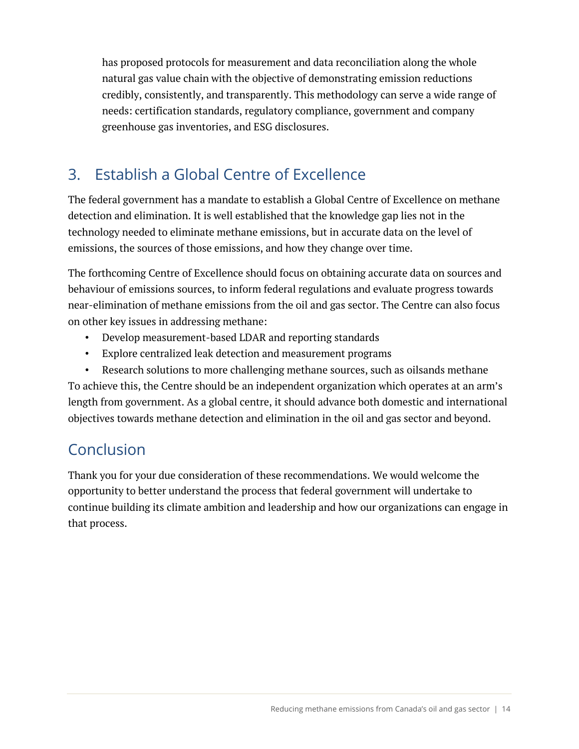has proposed protocols for measurement and data reconciliation along the whole natural gas value chain with the objective of demonstrating emission reductions credibly, consistently, and transparently. This methodology can serve a wide range of needs: certification standards, regulatory compliance, government and company greenhouse gas inventories, and ESG disclosures.

## 3. Establish a Global Centre of Excellence

The federal government has a mandate to establish a Global Centre of Excellence on methane detection and elimination. It is well established that the knowledge gap lies not in the technology needed to eliminate methane emissions, but in accurate data on the level of emissions, the sources of those emissions, and how they change over time.

The forthcoming Centre of Excellence should focus on obtaining accurate data on sources and behaviour of emissions sources, to inform federal regulations and evaluate progress towards near-elimination of methane emissions from the oil and gas sector. The Centre can also focus on other key issues in addressing methane:

- Develop measurement-based LDAR and reporting standards
- Explore centralized leak detection and measurement programs
- Research solutions to more challenging methane sources, such as oilsands methane

To achieve this, the Centre should be an independent organization which operates at an arm's length from government. As a global centre, it should advance both domestic and international objectives towards methane detection and elimination in the oil and gas sector and beyond.

## Conclusion

Thank you for your due consideration of these recommendations. We would welcome the opportunity to better understand the process that federal government will undertake to continue building its climate ambition and leadership and how our organizations can engage in that process.